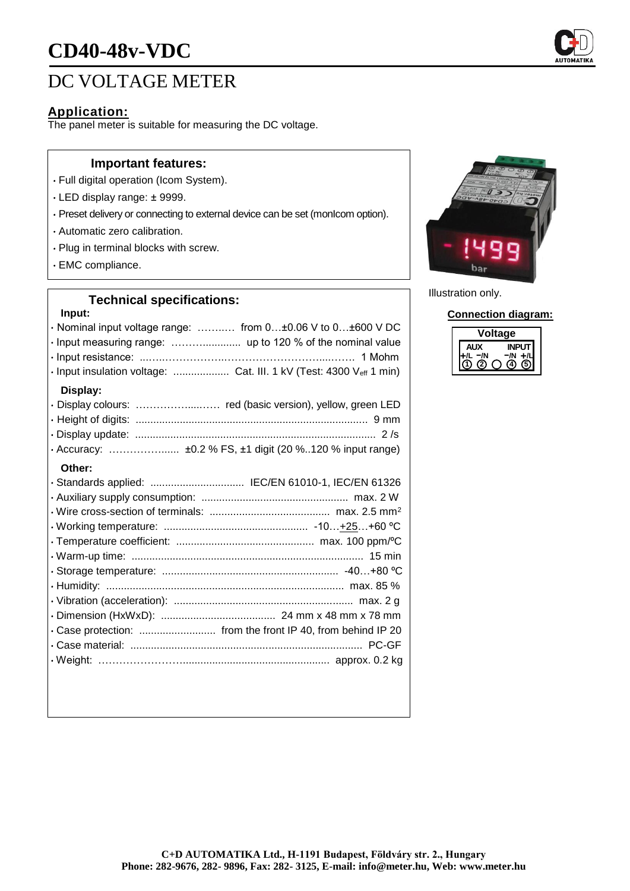# CD40-48v-VDC

## DC VOLTAGE METER

### Application:

The panel meter is suitable for measuring the DC voltage.

#### Important features:

- Full digital operation (Icom System).
- LED display range: ± 9999.
- Preset delivery or connecting to external device can be set (monIcom option).
- Automatic zero calibration.
- Plug in terminal blocks with screw.
- EMC compliance.

#### Technical specifications:

**Input:**

- Nominal input voltage range: from 0…±0.06 V to 0…±600 V DC
- Input measuring range: up to 120 % of the nominal value
- Input resistance: 1 Mohm
- Input insulation voltage: Cat. III. 1 kV (Test: 4300 $V_{eff}$ 1 min)

**Display:**

- Display colours: red (basic version), yellow, green LED
- Height of digits: 9 mm
- Display update: 2 /s
- Accuracy: ±0.2 % FS, ±1 digit (20 %..120 % input range)

**Other:**

- Standards applied: IEC/EN 61010-1, IEC/EN 61326
- Auxiliary supply consumption: max. 2 W
- Wire cross-section of terminals: max. 2.5 $mm^2$
- Working temperature: -10…+25…+60 ºC
- Temperature coefficient: max. 100 ppm/ºC
- Warm-up time: 15 min
- Storage temperature: -40…+80 ºC
- Humidity: max. 85 %
- Vibration (acceleration): max. 2 g
- Dimension (HxWxD): 24 mm x 48 mm x 78 mm
- Case protection: from the front IP 40, from behind IP 20
- Case material: PC-GF
- Weight: approx. 0.2 kg

Illustration only.

**Connection diagram:**

| Voltage | | | | |
|---|---|---|---|---|
| AUX | | | INPUT | |
| +/L | −/N | | −/N | +/L |
| ① | ② | ○ | ④ | ⑤ |

C+D AUTOMATIKA Ltd., H-1191 Budapest, Földváry str. 2., Hungary
Phone: 282-9676, 282- 9896, Fax: 282- 3125, E-mail: info@meter.hu, Web: www.meter.hu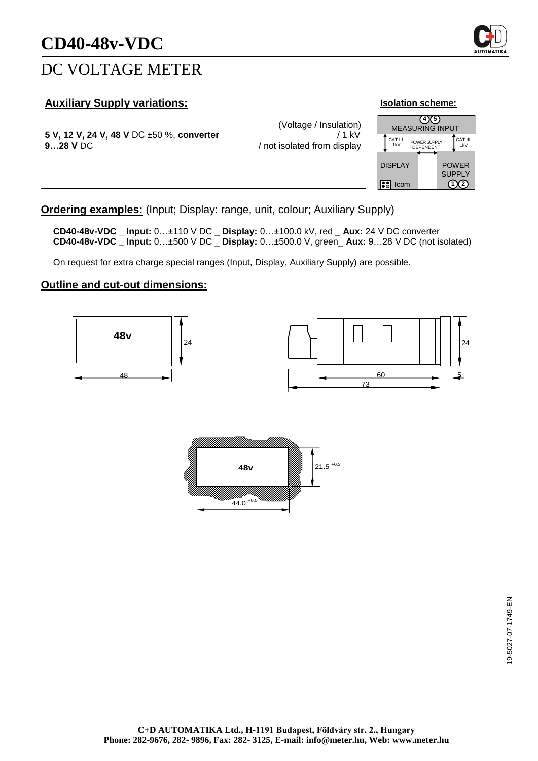# CD40-48v-VDC

## DC VOLTAGE METER

### Auxiliary Supply variations:

(Voltage / Insulation)

**5 V, 12 V, 24 V, 48 V** DC ±50 %, **converter** / 1 kV
**9…28 V** DC / not isolated from display

**Isolation scheme:**

4 5
MEASURING INPUT
CAT III. 1kV
POWER SUPPLY DEPENDENT
CAT III. 1kV
DISPLAY
POWER SUPPLY
Icom
1 2

### Ordering examples: (Input; Display: range, unit, colour; Auxiliary Supply)

**CD40-48v-VDC _ Input:** 0…±110 V DC _ **Display:** 0…±100.0 kV, red _ **Aux:** 24 V DC converter
**CD40-48v-VDC _ Input:** 0…±500 V DC _ **Display:** 0…±500.0 V, green_ **Aux:** 9…28 V DC (not isolated)

On request for extra charge special ranges (Input, Display, Auxiliary Supply) are possible.

### Outline and cut-out dimensions:

48v
24
48
24
60
5
73

48v
21.5 +0.3
44.0 +0.5

19-5027-07-1749-EN

**C+D AUTOMATIKA Ltd., H-1191 Budapest, Földváry str. 2., Hungary**
**Phone: 282-9676, 282- 9896, Fax: 282- 3125, E-mail: info@meter.hu, Web: www.meter.hu**